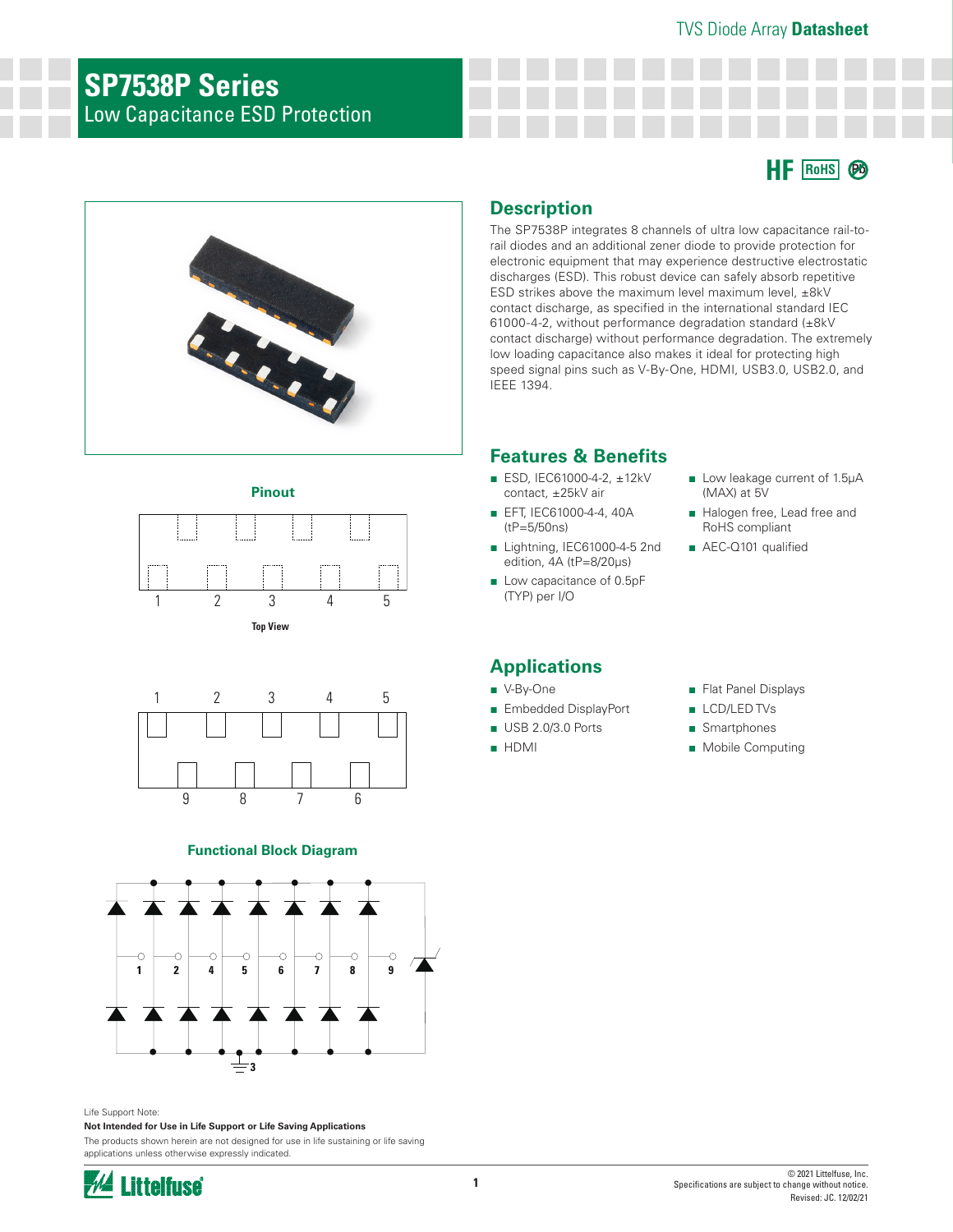# SP7538P Series

## Low Capacitance ESD Protection

HF RoHS Pb

## Description

The SP7538P integrates 8 channels of ultra low capacitance rail-to-rail diodes and an additional zener diode to provide protection for electronic equipment that may experience destructive electrostatic discharges (ESD). This robust device can safely absorb repetitive ESD strikes above the maximum level maximum level, ±8kV contact discharge, as specified in the international standard IEC 61000-4-2, without performance degradation standard (±8kV contact discharge) without performance degradation. The extremely low loading capacitance also makes it ideal for protecting high speed signal pins such as V-By-One, HDMI, USB3.0, USB2.0, and IEEE 1394.

## Pinout

1 2 3 4 5

Top View

1 2 3 4 5

9 8 7 6

## Features & Benefits

- ESD, IEC61000-4-2, ±12kV contact, ±25kV air
- EFT, IEC61000-4-4, 40A (tP=5/50ns)
- Lightning, IEC61000-4-5 2nd edition, 4A (tP=8/20μs)
- Low capacitance of 0.5pF (TYP) per I/O
- Low leakage current of 1.5μA (MAX) at 5V
- Halogen free, Lead free and RoHS compliant
- AEC-Q101 qualified

## Applications

- V-By-One
- Embedded DisplayPort
- USB 2.0/3.0 Ports
- HDMI
- Flat Panel Displays
- LCD/LED TVs
- Smartphones
- Mobile Computing

## Functional Block Diagram

1 2 4 5 6 7 8 9

3

Life Support Note:

**Not Intended for Use in Life Support or Life Saving Applications**

The products shown herein are not designed for use in life sustaining or life saving applications unless otherwise expressly indicated.

© 2021 Littelfuse, Inc.
Specifications are subject to change without notice.
Revised: JC. 12/02/21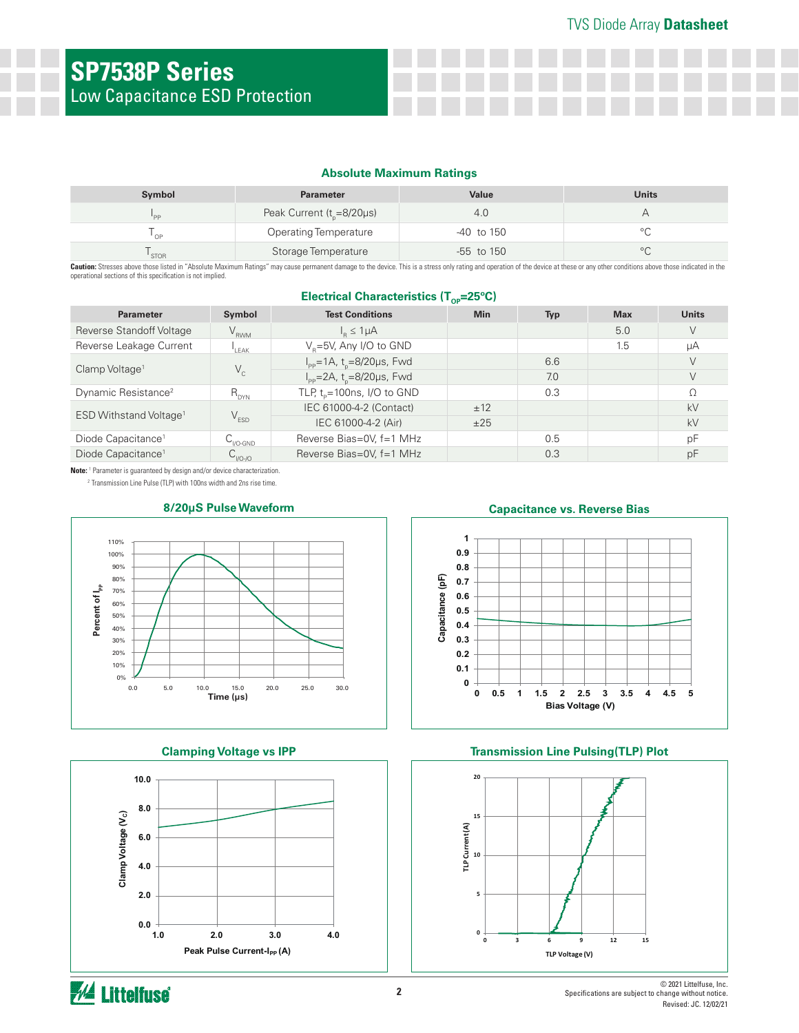## SP7538P Series
Low Capacitance ESD Protection

### Absolute Maximum Ratings

| Symbol | Parameter | Value | Units |
|---|---|---|---|
| $I_{PP}$ | Peak Current ($t_p$=8/20μs) | 4.0 | A |
| $T_{OP}$ | Operating Temperature | -40 to 150 | °C |
| $T_{STOR}$ | Storage Temperature | -55 to 150 | °C |

**Caution:** Stresses above those listed in "Absolute Maximum Ratings" may cause permanent damage to the device. This is a stress only rating and operation of the device at these or any other conditions above those indicated in the operational sections of this specification is not implied.

### Electrical Characteristics ($T_{OP}$=25°C)

| Parameter | Symbol | Test Conditions | Min | Typ | Max | Units |
|---|---|---|---|---|---|---|
| Reverse Standoff Voltage | $V_{RWM}$ | $I_R$ ≤ 1μA | | | 5.0 | V |
| Reverse Leakage Current | $I_{LEAK}$ | $V_R$=5V, Any I/O to GND | | | 1.5 | μA |
| Clamp Voltage[1] | $V_C$ | $I_{PP}$=1A, $t_p$=8/20μs, Fwd | | 6.6 | | V |
| | | $I_{PP}$=2A, $t_p$=8/20μs, Fwd | | 7.0 | | V |
| Dynamic Resistance[2] | $R_{DYN}$ | TLP, $t_p$=100ns, I/O to GND | | 0.3 | | Ω |
| ESD Withstand Voltage[1] | $V_{ESD}$ | IEC 61000-4-2 (Contact) | ±12 | | | kV |
| | | IEC 61000-4-2 (Air) | ±25 | | | kV |
| Diode Capacitance[1] | $C_{I/O-GND}$ | Reverse Bias=0V, f=1 MHz | | 0.5 | | pF |
| Diode Capacitance[1] | $C_{I/O-I/O}$ | Reverse Bias=0V, f=1 MHz | | 0.3 | | pF |

**Note:** [1] Parameter is guaranteed by design and/or device characterization.
[2] Transmission Line Pulse (TLP) with 100ns width and 2ns rise time.

### 8/20μS Pulse Waveform

### Capacitance vs. Reverse Bias

### Clamping Voltage vs IPP

### Transmission Line Pulsing(TLP) Plot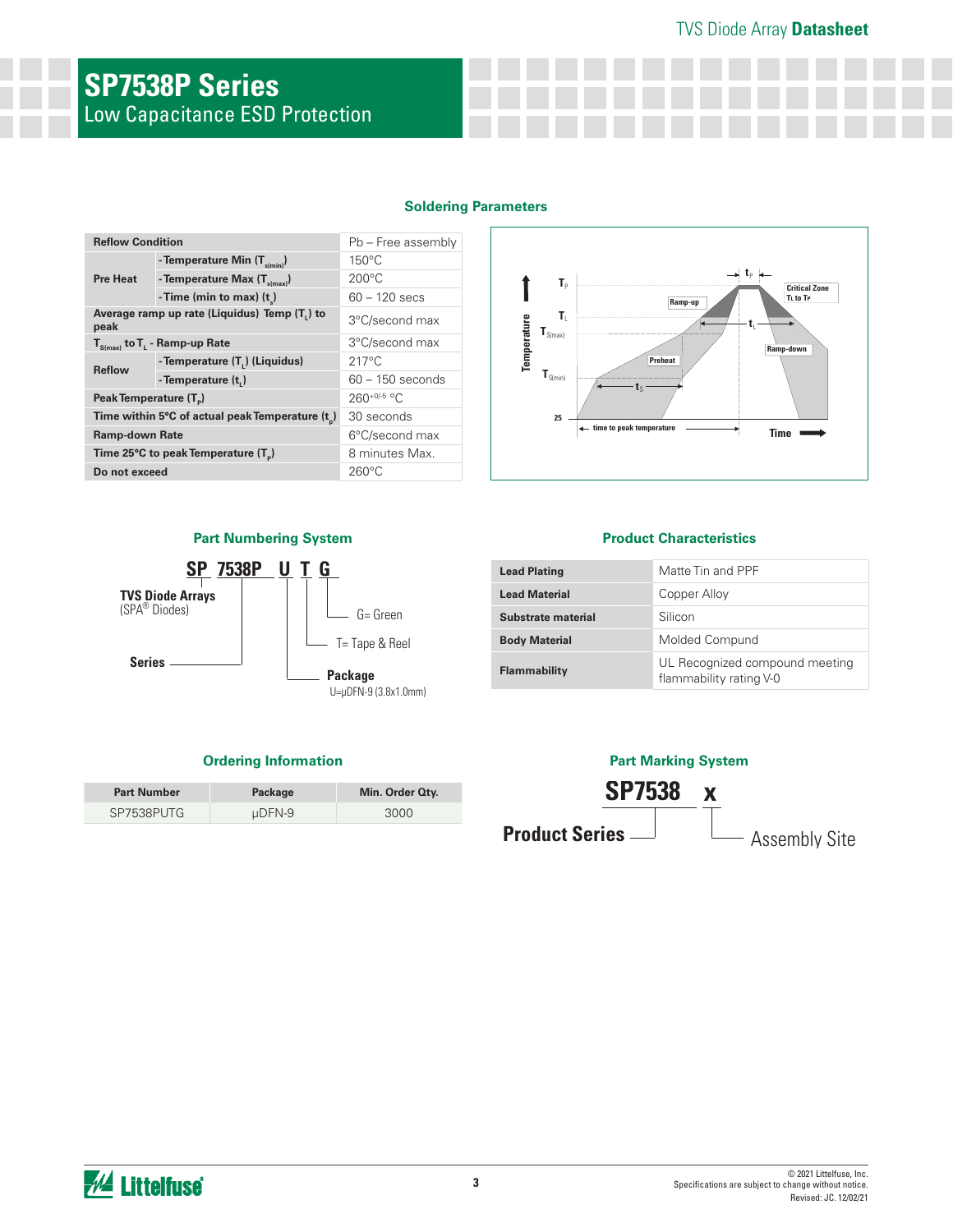# SP7538P Series

Low Capacitance ESD Protection

## Soldering Parameters

| Reflow Condition | | Pb – Free assembly |
|---|---|---|
| Pre Heat | - Temperature Min ($T_{s(min)}$) | 150°C |
| | - Temperature Max ($T_{s(max)}$) | 200°C |
| | - Time (min to max) ($t_s$) | 60 – 120 secs |
| Average ramp up rate (Liquidus) Temp ($T_L$) to peak | | 3°C/second max |
| $T_{S(max)}$ to $T_L$ - Ramp-up Rate | | 3°C/second max |
| Reflow | - Temperature ($T_L$) (Liquidus) | 217°C |
| | - Temperature ($t_L$) | 60 – 150 seconds |
| Peak Temperature ($T_P$) | | $260^{+0/-5}$ °C |
| Time within 5°C of actual peak Temperature ($t_p$) | | 30 seconds |
| Ramp-down Rate | | 6°C/second max |
| Time 25°C to peak Temperature ($T_P$) | | 8 minutes Max. |
| Do not exceed | | 260°C |

## Part Numbering System

**SP 7538P U T G**

- SP: **TVS Diode Arrays** (SPA® Diodes)
- 7538P: **Series**
- U: **Package** — U=µDFN-9 (3.8x1.0mm)
- T: T= Tape & Reel
- G: G= Green

## Product Characteristics

| | |
|---|---|
| **Lead Plating** | Matte Tin and PPF |
| **Lead Material** | Copper Alloy |
| **Substrate material** | Silicon |
| **Body Material** | Molded Compund |
| **Flammability** | UL Recognized compound meeting flammability rating V-0 |

## Ordering Information

| Part Number | Package | Min. Order Qty. |
|---|---|---|
| SP7538PUTG | µDFN-9 | 3000 |

## Part Marking System

**SP7538 x**

- SP7538: **Product Series**
- x: Assembly Site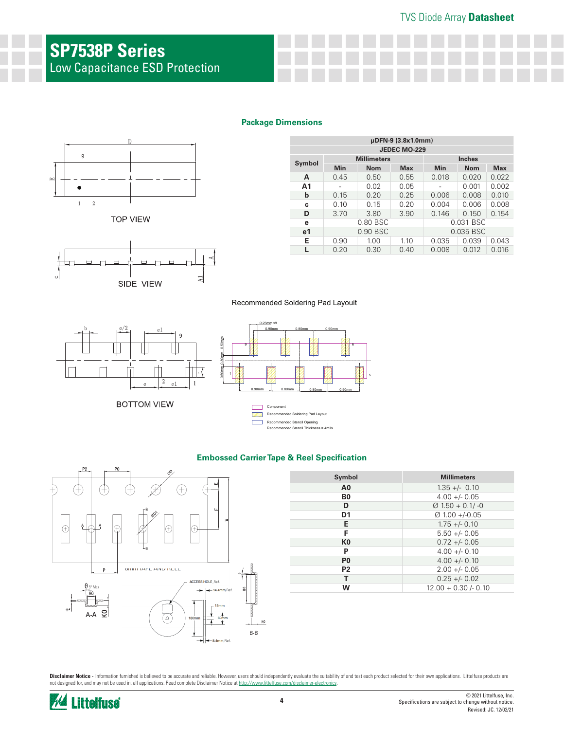# SP7538P Series

Low Capacitance ESD Protection

## Package Dimensions

TOP VIEW

SIDE VIEW

| Symbol | Millimeters | | | Inches | | |
|---|---|---|---|---|---|---|
| | **μDFN-9 (3.8x1.0mm) JEDEC MO-229** | | | | | |
| | Min | Nom | Max | Min | Nom | Max |
| **A** | 0.45 | 0.50 | 0.55 | 0.018 | 0.020 | 0.022 |
| **A1** | - | 0.02 | 0.05 | - | 0.001 | 0.002 |
| **b** | 0.15 | 0.20 | 0.25 | 0.006 | 0.008 | 0.010 |
| **c** | 0.10 | 0.15 | 0.20 | 0.004 | 0.006 | 0.008 |
| **D** | 3.70 | 3.80 | 3.90 | 0.146 | 0.150 | 0.154 |
| **e** | 0.80 BSC | | | 0.031 BSC | | |
| **e1** | 0.90 BSC | | | 0.035 BSC | | |
| **E** | 0.90 | 1.00 | 1.10 | 0.035 | 0.039 | 0.043 |
| **L** | 0.20 | 0.30 | 0.40 | 0.008 | 0.012 | 0.016 |

Recommended Soldering Pad Layout

BOTTOM VIEW

Component

Recommended Soldering Pad Layout

Recommended Stencil Opening

Recommended Stencil Thickness = 4mils

## Embossed Carrier Tape & Reel Specification

| Symbol | Millimeters |
|---|---|
| **A0** | 1.35 +/- 0.10 |
| **B0** | 4.00 +/- 0.05 |
| **D** | Ø 1.50 + 0.1/ -0 |
| **D1** | Ø 1.00 +/-0.05 |
| **E** | 1.75 +/- 0.10 |
| **F** | 5.50 +/- 0.05 |
| **K0** | 0.72 +/- 0.05 |
| **P** | 4.00 +/- 0.10 |
| **P0** | 4.00 +/- 0.10 |
| **P2** | 2.00 +/- 0.05 |
| **T** | 0.25 +/- 0.02 |
| **W** | 12.00 + 0.30 /- 0.10 |

**Disclaimer Notice -** Information furnished is believed to be accurate and reliable. However, users should independently evaluate the suitability of and test each product selected for their own applications. Littelfuse products are not designed for, and may not be used in, all applications. Read complete Disclaimer Notice at http://www.littelfuse.com/disclaimer-electronics.

© 2021 Littelfuse, Inc.
Specifications are subject to change without notice.
Revised: JC. 12/02/21